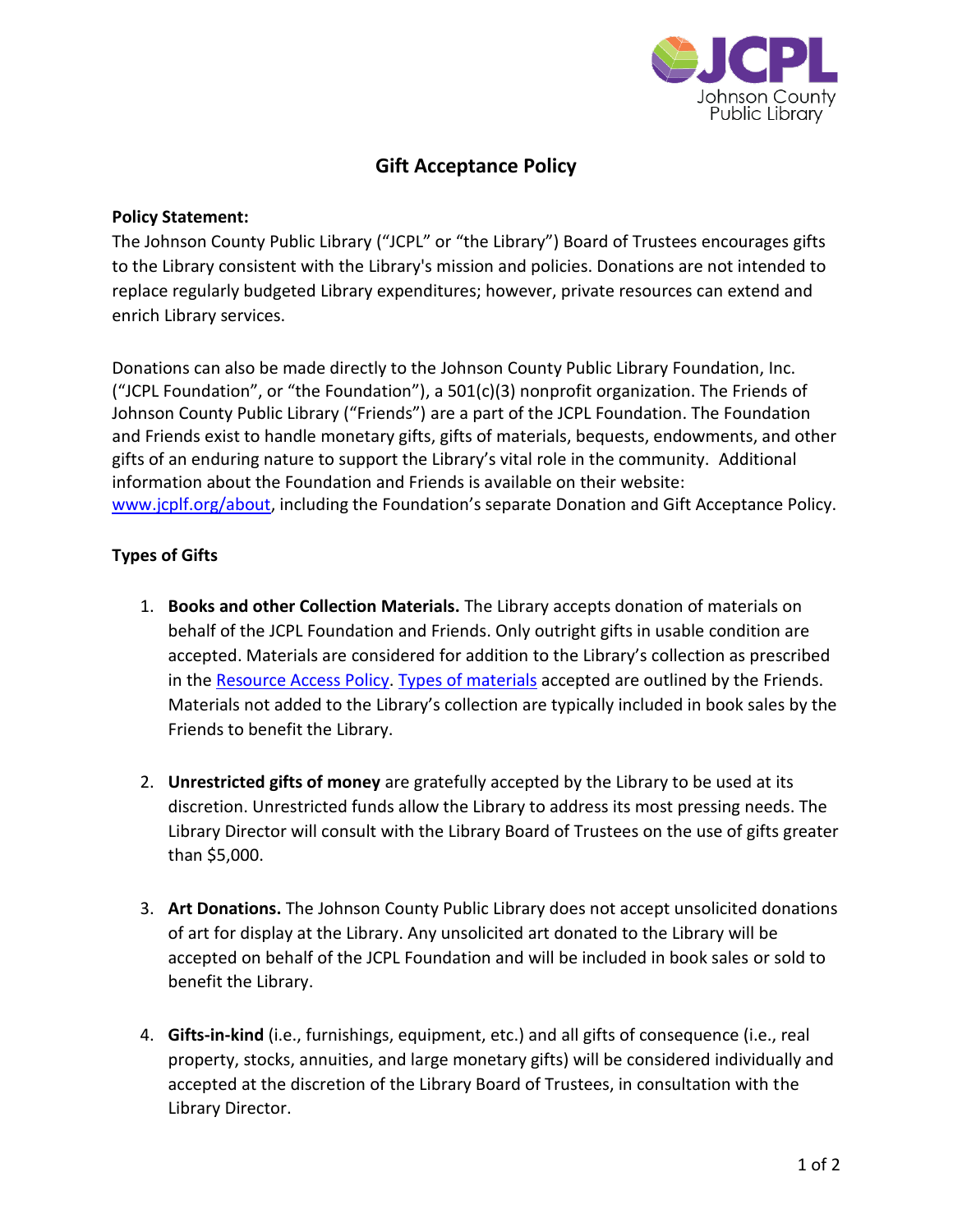# Gift Acceptance Policy

**Policy Statement:**

The Johnson County Public Library ("JCPL" or "the Library") Board of Trustees encourages gifts to the Library consistent with the Library's mission and policies. Donations are not intended to replace regularly budgeted Library expenditures; however, private resources can extend and enrich Library services.

Donations can also be made directly to the Johnson County Public Library Foundation, Inc. ("JCPL Foundation", or "the Foundation"), a 501(c)(3) nonprofit organization. The Friends of Johnson County Public Library ("Friends") are a part of the JCPL Foundation. The Foundation and Friends exist to handle monetary gifts, gifts of materials, bequests, endowments, and other gifts of an enduring nature to support the Library's vital role in the community. Additional information about the Foundation and Friends is available on their website: www.jcplf.org/about, including the Foundation's separate Donation and Gift Acceptance Policy.

**Types of Gifts**

1. **Books and other Collection Materials.** The Library accepts donation of materials on behalf of the JCPL Foundation and Friends. Only outright gifts in usable condition are accepted. Materials are considered for addition to the Library's collection as prescribed in the Resource Access Policy. Types of materials accepted are outlined by the Friends. Materials not added to the Library's collection are typically included in book sales by the Friends to benefit the Library.

2. **Unrestricted gifts of money** are gratefully accepted by the Library to be used at its discretion. Unrestricted funds allow the Library to address its most pressing needs. The Library Director will consult with the Library Board of Trustees on the use of gifts greater than $5,000.

3. **Art Donations.** The Johnson County Public Library does not accept unsolicited donations of art for display at the Library. Any unsolicited art donated to the Library will be accepted on behalf of the JCPL Foundation and will be included in book sales or sold to benefit the Library.

4. **Gifts-in-kind** (i.e., furnishings, equipment, etc.) and all gifts of consequence (i.e., real property, stocks, annuities, and large monetary gifts) will be considered individually and accepted at the discretion of the Library Board of Trustees, in consultation with the Library Director.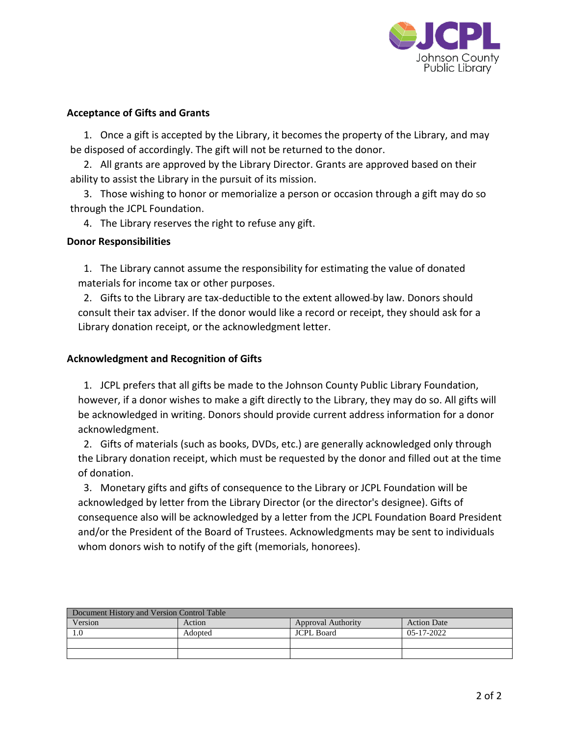## Acceptance of Gifts and Grants

1. Once a gift is accepted by the Library, it becomes the property of the Library, and may be disposed of accordingly. The gift will not be returned to the donor.
2. All grants are approved by the Library Director. Grants are approved based on their ability to assist the Library in the pursuit of its mission.
3. Those wishing to honor or memorialize a person or occasion through a gift may do so through the JCPL Foundation.
4. The Library reserves the right to refuse any gift.

## Donor Responsibilities

1. The Library cannot assume the responsibility for estimating the value of donated materials for income tax or other purposes.
2. Gifts to the Library are tax-deductible to the extent allowed by law. Donors should consult their tax adviser. If the donor would like a record or receipt, they should ask for a Library donation receipt, or the acknowledgment letter.

## Acknowledgment and Recognition of Gifts

1. JCPL prefers that all gifts be made to the Johnson County Public Library Foundation, however, if a donor wishes to make a gift directly to the Library, they may do so. All gifts will be acknowledged in writing. Donors should provide current address information for a donor acknowledgment.
2. Gifts of materials (such as books, DVDs, etc.) are generally acknowledged only through the Library donation receipt, which must be requested by the donor and filled out at the time of donation.
3. Monetary gifts and gifts of consequence to the Library or JCPL Foundation will be acknowledged by letter from the Library Director (or the director's designee). Gifts of consequence also will be acknowledged by a letter from the JCPL Foundation Board President and/or the President of the Board of Trustees. Acknowledgments may be sent to individuals whom donors wish to notify of the gift (memorials, honorees).

| Document History and Version Control Table | | | |
|---|---|---|---|
| Version | Action | Approval Authority | Action Date |
| 1.0 | Adopted | JCPL Board | 05-17-2022 |
| | | | |
| | | | |